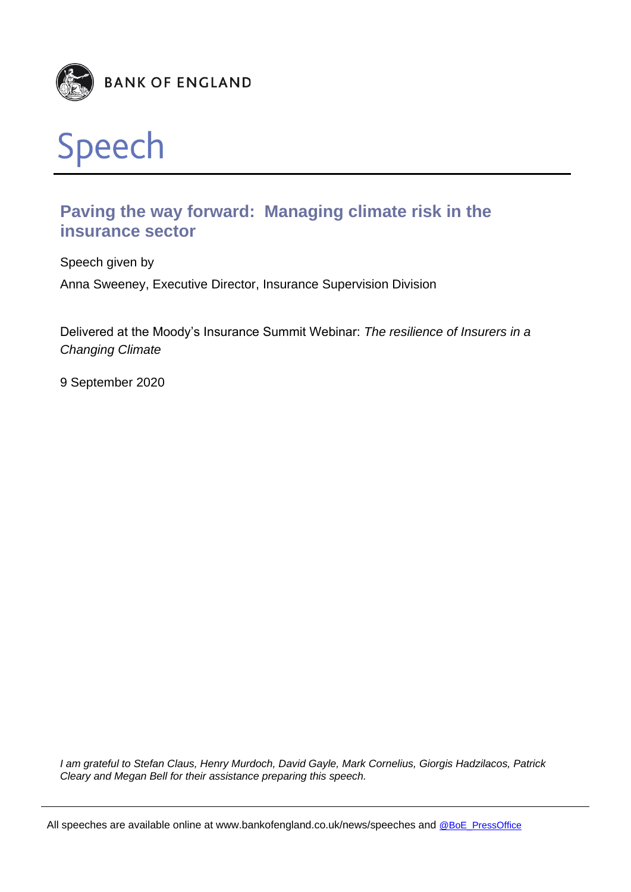BANK OF ENGLAND

# Speech

## Paving the way forward: Managing climate risk in the insurance sector

Speech given by

Anna Sweeney, Executive Director, Insurance Supervision Division

Delivered at the Moody's Insurance Summit Webinar: *The resilience of Insurers in a Changing Climate*

9 September 2020

*I am grateful to Stefan Claus, Henry Murdoch, David Gayle, Mark Cornelius, Giorgis Hadzilacos, Patrick Cleary and Megan Bell for their assistance preparing this speech.*

All speeches are available online at www.bankofengland.co.uk/news/speeches and @BoE_PressOffice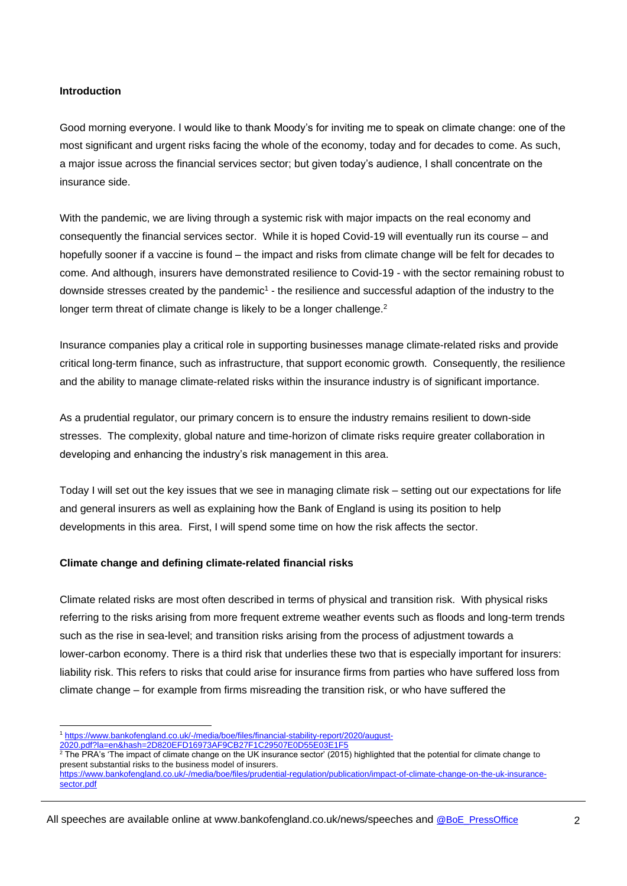## Introduction

Good morning everyone. I would like to thank Moody's for inviting me to speak on climate change: one of the most significant and urgent risks facing the whole of the economy, today and for decades to come. As such, a major issue across the financial services sector; but given today's audience, I shall concentrate on the insurance side.

With the pandemic, we are living through a systemic risk with major impacts on the real economy and consequently the financial services sector. While it is hoped Covid-19 will eventually run its course – and hopefully sooner if a vaccine is found – the impact and risks from climate change will be felt for decades to come. And although, insurers have demonstrated resilience to Covid-19 - with the sector remaining robust to downside stresses created by the pandemic[1] - the resilience and successful adaption of the industry to the longer term threat of climate change is likely to be a longer challenge.[2]

Insurance companies play a critical role in supporting businesses manage climate-related risks and provide critical long-term finance, such as infrastructure, that support economic growth. Consequently, the resilience and the ability to manage climate-related risks within the insurance industry is of significant importance.

As a prudential regulator, our primary concern is to ensure the industry remains resilient to down-side stresses. The complexity, global nature and time-horizon of climate risks require greater collaboration in developing and enhancing the industry's risk management in this area.

Today I will set out the key issues that we see in managing climate risk – setting out our expectations for life and general insurers as well as explaining how the Bank of England is using its position to help developments in this area. First, I will spend some time on how the risk affects the sector.

## Climate change and defining climate-related financial risks

Climate related risks are most often described in terms of physical and transition risk. With physical risks referring to the risks arising from more frequent extreme weather events such as floods and long-term trends such as the rise in sea-level; and transition risks arising from the process of adjustment towards a lower-carbon economy. There is a third risk that underlies these two that is especially important for insurers: liability risk. This refers to risks that could arise for insurance firms from parties who have suffered loss from climate change – for example from firms misreading the transition risk, or who have suffered the

---

[1] https://www.bankofengland.co.uk/-/media/boe/files/financial-stability-report/2020/august-2020.pdf?la=en&hash=2D820EFD16973AF9CB27F1C29507E0D55E03E1F5

[2] The PRA's 'The impact of climate change on the UK insurance sector' (2015) highlighted that the potential for climate change to present substantial risks to the business model of insurers. https://www.bankofengland.co.uk/-/media/boe/files/prudential-regulation/publication/impact-of-climate-change-on-the-uk-insurance-sector.pdf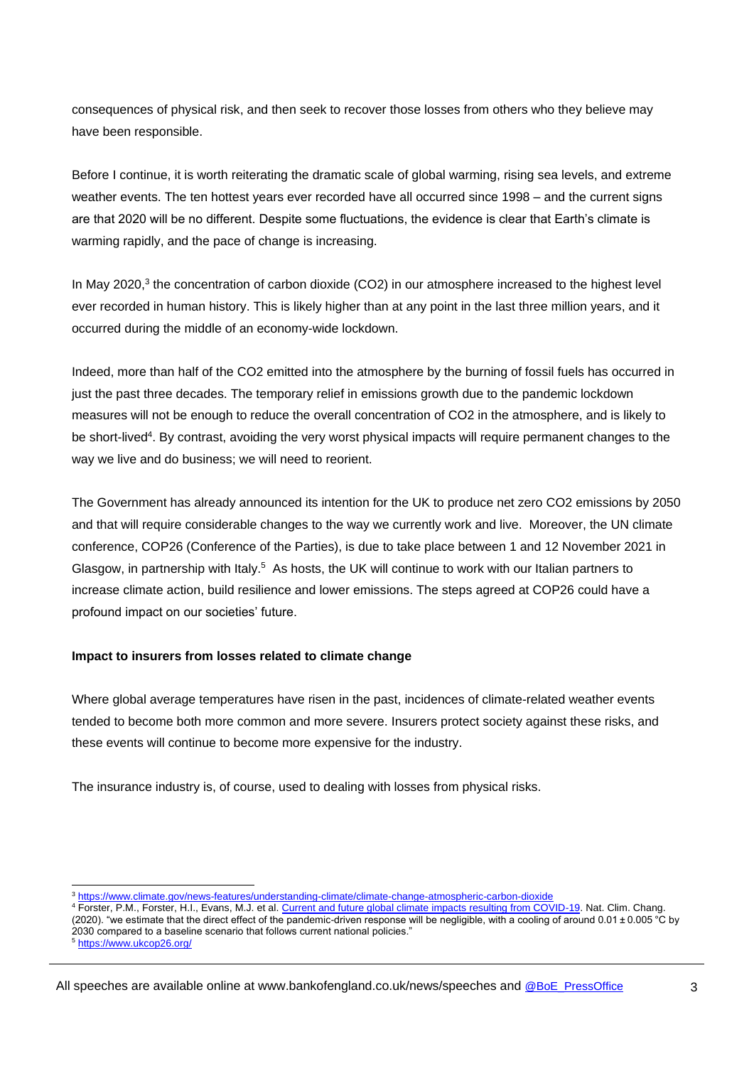consequences of physical risk, and then seek to recover those losses from others who they believe may have been responsible.

Before I continue, it is worth reiterating the dramatic scale of global warming, rising sea levels, and extreme weather events. The ten hottest years ever recorded have all occurred since 1998 – and the current signs are that 2020 will be no different. Despite some fluctuations, the evidence is clear that Earth's climate is warming rapidly, and the pace of change is increasing.

In May 2020,[3] the concentration of carbon dioxide ($CO_2$) in our atmosphere increased to the highest level ever recorded in human history. This is likely higher than at any point in the last three million years, and it occurred during the middle of an economy-wide lockdown.

Indeed, more than half of the $CO_2$ emitted into the atmosphere by the burning of fossil fuels has occurred in just the past three decades. The temporary relief in emissions growth due to the pandemic lockdown measures will not be enough to reduce the overall concentration of $CO_2$ in the atmosphere, and is likely to be short-lived[4]. By contrast, avoiding the very worst physical impacts will require permanent changes to the way we live and do business; we will need to reorient.

The Government has already announced its intention for the UK to produce net zero $CO_2$ emissions by 2050 and that will require considerable changes to the way we currently work and live. Moreover, the UN climate conference, COP26 (Conference of the Parties), is due to take place between 1 and 12 November 2021 in Glasgow, in partnership with Italy.[5] As hosts, the UK will continue to work with our Italian partners to increase climate action, build resilience and lower emissions. The steps agreed at COP26 could have a profound impact on our societies' future.

**Impact to insurers from losses related to climate change**

Where global average temperatures have risen in the past, incidences of climate-related weather events tended to become both more common and more severe. Insurers protect society against these risks, and these events will continue to become more expensive for the industry.

The insurance industry is, of course, used to dealing with losses from physical risks.

---

[3] https://www.climate.gov/news-features/understanding-climate/climate-change-atmospheric-carbon-dioxide

[4] Forster, P.M., Forster, H.I., Evans, M.J. et al. Current and future global climate impacts resulting from COVID-19. Nat. Clim. Chang. (2020). "we estimate that the direct effect of the pandemic-driven response will be negligible, with a cooling of around 0.01 ± 0.005 °C by 2030 compared to a baseline scenario that follows current national policies."

[5] https://www.ukcop26.org/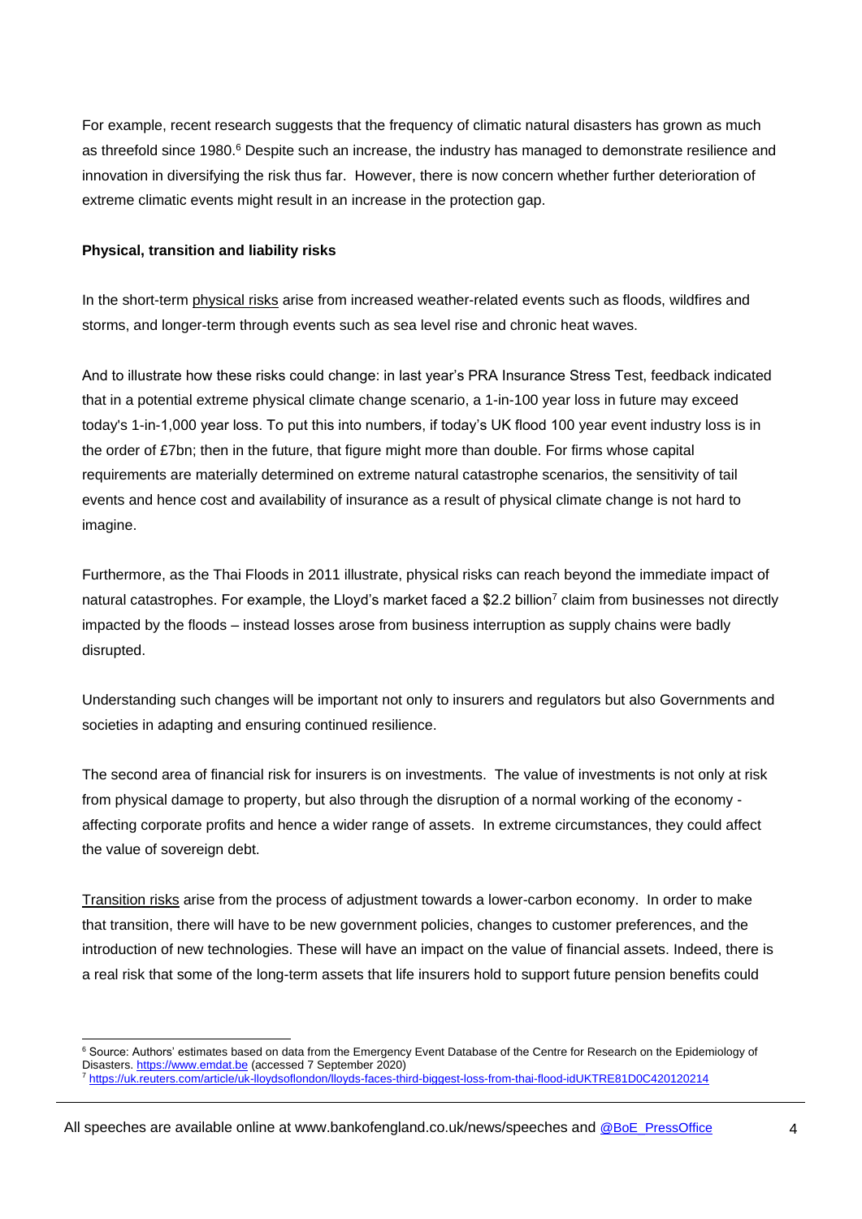For example, recent research suggests that the frequency of climatic natural disasters has grown as much as threefold since 1980.[6] Despite such an increase, the industry has managed to demonstrate resilience and innovation in diversifying the risk thus far. However, there is now concern whether further deterioration of extreme climatic events might result in an increase in the protection gap.

**Physical, transition and liability risks**

In the short-term physical risks arise from increased weather-related events such as floods, wildfires and storms, and longer-term through events such as sea level rise and chronic heat waves.

And to illustrate how these risks could change: in last year's PRA Insurance Stress Test, feedback indicated that in a potential extreme physical climate change scenario, a 1-in-100 year loss in future may exceed today's 1-in-1,000 year loss. To put this into numbers, if today's UK flood 100 year event industry loss is in the order of £7bn; then in the future, that figure might more than double. For firms whose capital requirements are materially determined on extreme natural catastrophe scenarios, the sensitivity of tail events and hence cost and availability of insurance as a result of physical climate change is not hard to imagine.

Furthermore, as the Thai Floods in 2011 illustrate, physical risks can reach beyond the immediate impact of natural catastrophes. For example, the Lloyd's market faced a $2.2 billion[7] claim from businesses not directly impacted by the floods – instead losses arose from business interruption as supply chains were badly disrupted.

Understanding such changes will be important not only to insurers and regulators but also Governments and societies in adapting and ensuring continued resilience.

The second area of financial risk for insurers is on investments. The value of investments is not only at risk from physical damage to property, but also through the disruption of a normal working of the economy - affecting corporate profits and hence a wider range of assets. In extreme circumstances, they could affect the value of sovereign debt.

Transition risks arise from the process of adjustment towards a lower-carbon economy. In order to make that transition, there will have to be new government policies, changes to customer preferences, and the introduction of new technologies. These will have an impact on the value of financial assets. Indeed, there is a real risk that some of the long-term assets that life insurers hold to support future pension benefits could

---

[6] Source: Authors' estimates based on data from the Emergency Event Database of the Centre for Research on the Epidemiology of Disasters. https://www.emdat.be (accessed 7 September 2020)

[7] https://uk.reuters.com/article/uk-lloydsoflondon/lloyds-faces-third-biggest-loss-from-thai-flood-idUKTRE81D0C420120214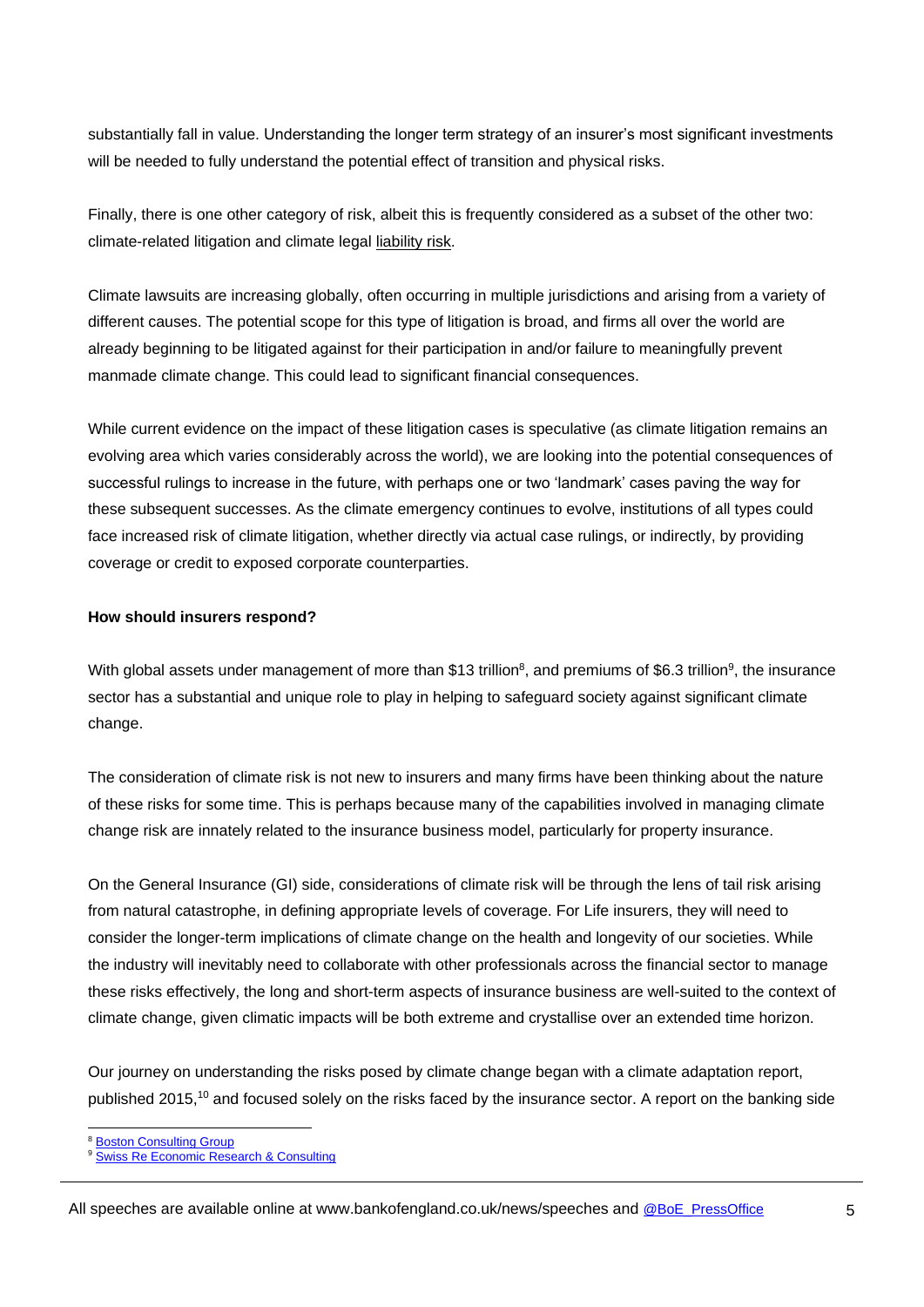substantially fall in value. Understanding the longer term strategy of an insurer's most significant investments will be needed to fully understand the potential effect of transition and physical risks.

Finally, there is one other category of risk, albeit this is frequently considered as a subset of the other two: climate-related litigation and climate legal liability risk.

Climate lawsuits are increasing globally, often occurring in multiple jurisdictions and arising from a variety of different causes. The potential scope for this type of litigation is broad, and firms all over the world are already beginning to be litigated against for their participation in and/or failure to meaningfully prevent manmade climate change. This could lead to significant financial consequences.

While current evidence on the impact of these litigation cases is speculative (as climate litigation remains an evolving area which varies considerably across the world), we are looking into the potential consequences of successful rulings to increase in the future, with perhaps one or two 'landmark' cases paving the way for these subsequent successes. As the climate emergency continues to evolve, institutions of all types could face increased risk of climate litigation, whether directly via actual case rulings, or indirectly, by providing coverage or credit to exposed corporate counterparties.

**How should insurers respond?**

With global assets under management of more than \$13 trillion[8], and premiums of \$6.3 trillion[9], the insurance sector has a substantial and unique role to play in helping to safeguard society against significant climate change.

The consideration of climate risk is not new to insurers and many firms have been thinking about the nature of these risks for some time. This is perhaps because many of the capabilities involved in managing climate change risk are innately related to the insurance business model, particularly for property insurance.

On the General Insurance (GI) side, considerations of climate risk will be through the lens of tail risk arising from natural catastrophe, in defining appropriate levels of coverage. For Life insurers, they will need to consider the longer-term implications of climate change on the health and longevity of our societies. While the industry will inevitably need to collaborate with other professionals across the financial sector to manage these risks effectively, the long and short-term aspects of insurance business are well-suited to the context of climate change, given climatic impacts will be both extreme and crystallise over an extended time horizon.

Our journey on understanding the risks posed by climate change began with a climate adaptation report, published 2015,[10] and focused solely on the risks faced by the insurance sector. A report on the banking side

[8] Boston Consulting Group

[9] Swiss Re Economic Research & Consulting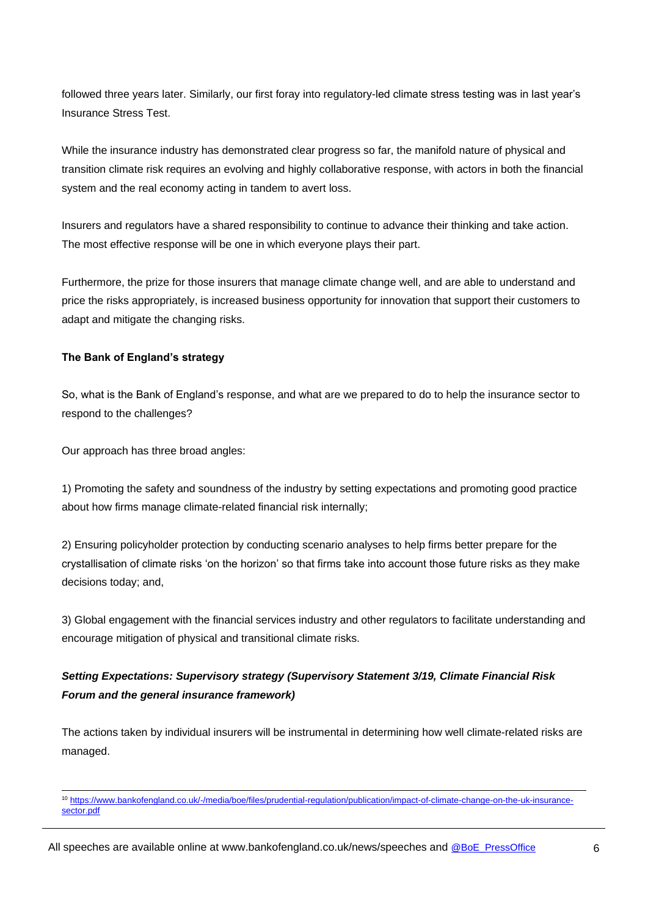followed three years later. Similarly, our first foray into regulatory-led climate stress testing was in last year's Insurance Stress Test.

While the insurance industry has demonstrated clear progress so far, the manifold nature of physical and transition climate risk requires an evolving and highly collaborative response, with actors in both the financial system and the real economy acting in tandem to avert loss.

Insurers and regulators have a shared responsibility to continue to advance their thinking and take action. The most effective response will be one in which everyone plays their part.

Furthermore, the prize for those insurers that manage climate change well, and are able to understand and price the risks appropriately, is increased business opportunity for innovation that support their customers to adapt and mitigate the changing risks.

**The Bank of England's strategy**

So, what is the Bank of England's response, and what are we prepared to do to help the insurance sector to respond to the challenges?

Our approach has three broad angles:

1) Promoting the safety and soundness of the industry by setting expectations and promoting good practice about how firms manage climate-related financial risk internally;

2) Ensuring policyholder protection by conducting scenario analyses to help firms better prepare for the crystallisation of climate risks 'on the horizon' so that firms take into account those future risks as they make decisions today; and,

3) Global engagement with the financial services industry and other regulators to facilitate understanding and encourage mitigation of physical and transitional climate risks.

***Setting Expectations: Supervisory strategy (Supervisory Statement 3/19, Climate Financial Risk Forum and the general insurance framework)***

The actions taken by individual insurers will be instrumental in determining how well climate-related risks are managed.

---

[10] https://www.bankofengland.co.uk/-/media/boe/files/prudential-regulation/publication/impact-of-climate-change-on-the-uk-insurance-sector.pdf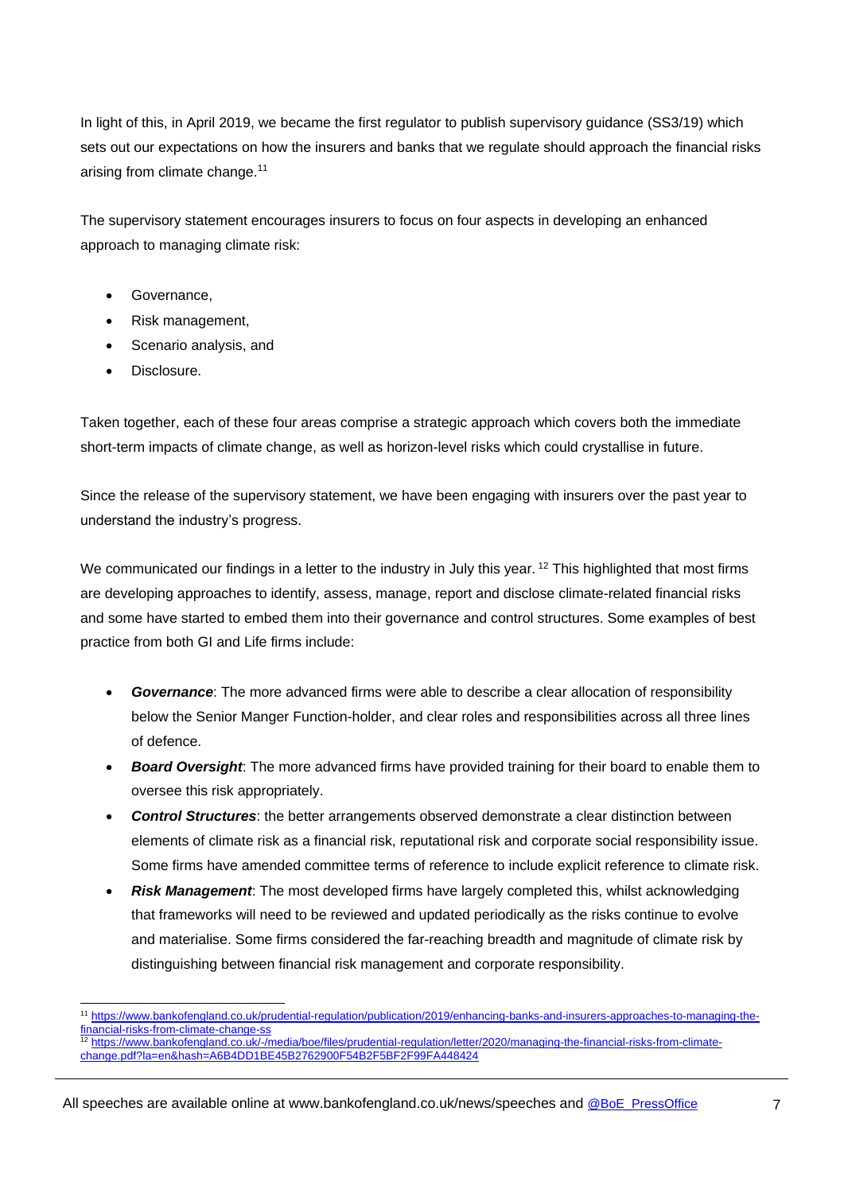In light of this, in April 2019, we became the first regulator to publish supervisory guidance (SS3/19) which sets out our expectations on how the insurers and banks that we regulate should approach the financial risks arising from climate change.[11]

The supervisory statement encourages insurers to focus on four aspects in developing an enhanced approach to managing climate risk:

- Governance,
- Risk management,
- Scenario analysis, and
- Disclosure.

Taken together, each of these four areas comprise a strategic approach which covers both the immediate short-term impacts of climate change, as well as horizon-level risks which could crystallise in future.

Since the release of the supervisory statement, we have been engaging with insurers over the past year to understand the industry's progress.

We communicated our findings in a letter to the industry in July this year.[12] This highlighted that most firms are developing approaches to identify, assess, manage, report and disclose climate-related financial risks and some have started to embed them into their governance and control structures. Some examples of best practice from both GI and Life firms include:

- ***Governance***: The more advanced firms were able to describe a clear allocation of responsibility below the Senior Manger Function-holder, and clear roles and responsibilities across all three lines of defence.
- ***Board Oversight***: The more advanced firms have provided training for their board to enable them to oversee this risk appropriately.
- ***Control Structures***: the better arrangements observed demonstrate a clear distinction between elements of climate risk as a financial risk, reputational risk and corporate social responsibility issue. Some firms have amended committee terms of reference to include explicit reference to climate risk.
- ***Risk Management***: The most developed firms have largely completed this, whilst acknowledging that frameworks will need to be reviewed and updated periodically as the risks continue to evolve and materialise. Some firms considered the far-reaching breadth and magnitude of climate risk by distinguishing between financial risk management and corporate responsibility.

---

[11] https://www.bankofengland.co.uk/prudential-regulation/publication/2019/enhancing-banks-and-insurers-approaches-to-managing-the-financial-risks-from-climate-change-ss

[12] https://www.bankofengland.co.uk/-/media/boe/files/prudential-regulation/letter/2020/managing-the-financial-risks-from-climate-change.pdf?la=en&hash=A6B4DD1BE45B2762900F54B2F5BF2F99FA448424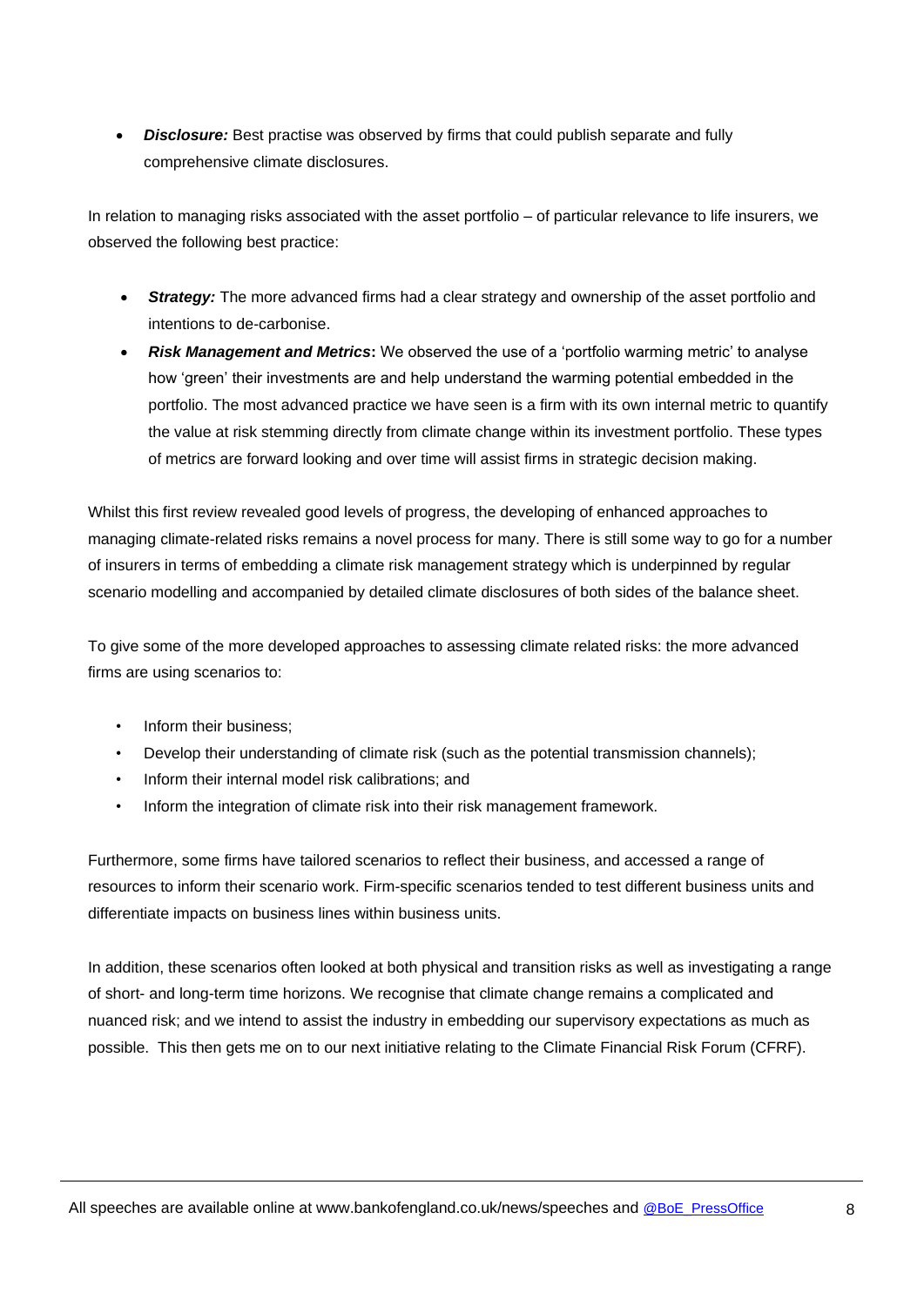- ***Disclosure:*** Best practise was observed by firms that could publish separate and fully comprehensive climate disclosures.

In relation to managing risks associated with the asset portfolio – of particular relevance to life insurers, we observed the following best practice:

- ***Strategy:*** The more advanced firms had a clear strategy and ownership of the asset portfolio and intentions to de-carbonise.
- ***Risk Management and Metrics*:** We observed the use of a 'portfolio warming metric' to analyse how 'green' their investments are and help understand the warming potential embedded in the portfolio. The most advanced practice we have seen is a firm with its own internal metric to quantify the value at risk stemming directly from climate change within its investment portfolio. These types of metrics are forward looking and over time will assist firms in strategic decision making.

Whilst this first review revealed good levels of progress, the developing of enhanced approaches to managing climate-related risks remains a novel process for many. There is still some way to go for a number of insurers in terms of embedding a climate risk management strategy which is underpinned by regular scenario modelling and accompanied by detailed climate disclosures of both sides of the balance sheet.

To give some of the more developed approaches to assessing climate related risks: the more advanced firms are using scenarios to:

- Inform their business;
- Develop their understanding of climate risk (such as the potential transmission channels);
- Inform their internal model risk calibrations; and
- Inform the integration of climate risk into their risk management framework.

Furthermore, some firms have tailored scenarios to reflect their business, and accessed a range of resources to inform their scenario work. Firm-specific scenarios tended to test different business units and differentiate impacts on business lines within business units.

In addition, these scenarios often looked at both physical and transition risks as well as investigating a range of short- and long-term time horizons. We recognise that climate change remains a complicated and nuanced risk; and we intend to assist the industry in embedding our supervisory expectations as much as possible. This then gets me on to our next initiative relating to the Climate Financial Risk Forum (CFRF).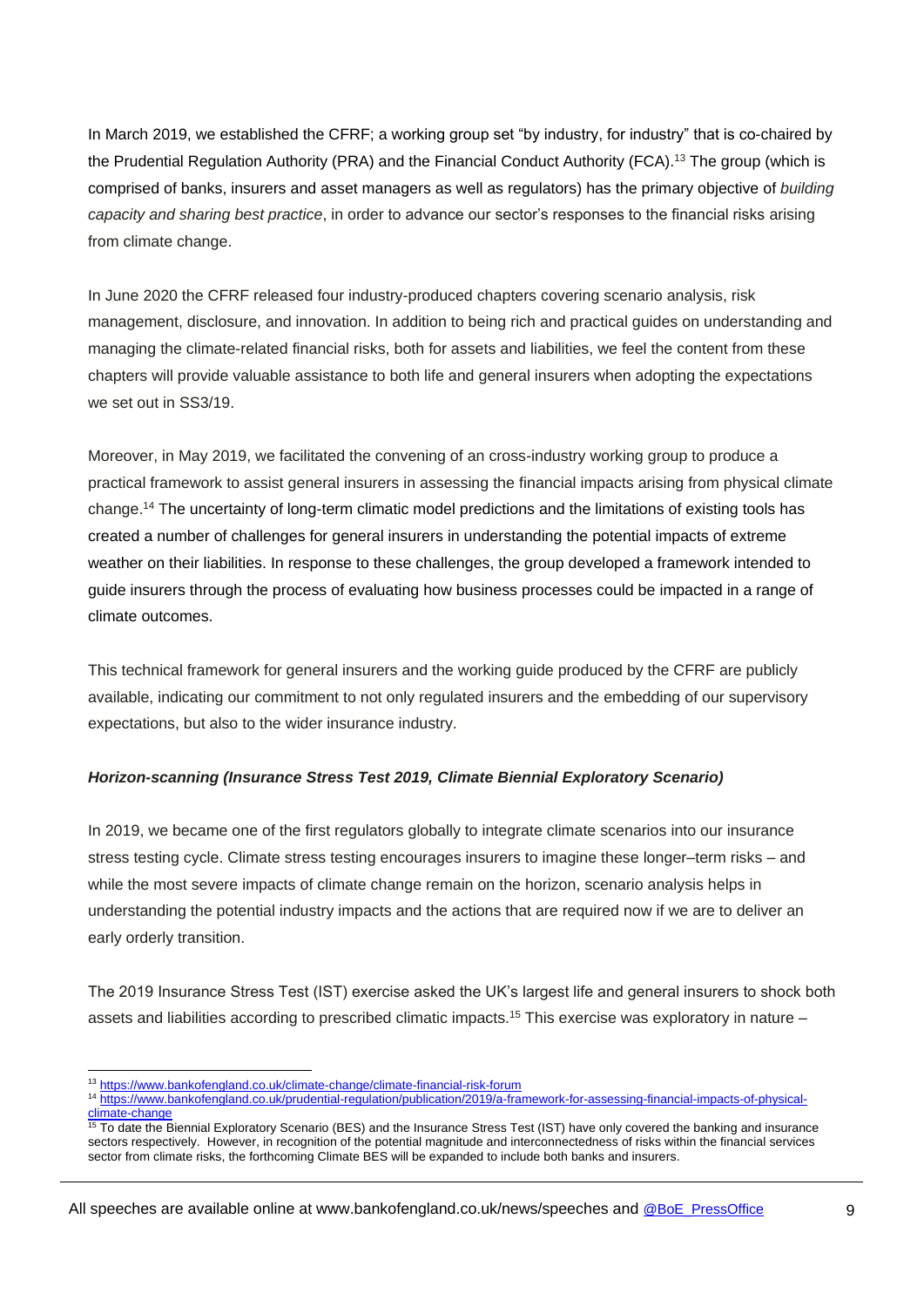In March 2019, we established the CFRF; a working group set "by industry, for industry" that is co-chaired by the Prudential Regulation Authority (PRA) and the Financial Conduct Authority (FCA).[13] The group (which is comprised of banks, insurers and asset managers as well as regulators) has the primary objective of *building capacity and sharing best practice*, in order to advance our sector's responses to the financial risks arising from climate change.

In June 2020 the CFRF released four industry-produced chapters covering scenario analysis, risk management, disclosure, and innovation. In addition to being rich and practical guides on understanding and managing the climate-related financial risks, both for assets and liabilities, we feel the content from these chapters will provide valuable assistance to both life and general insurers when adopting the expectations we set out in SS3/19.

Moreover, in May 2019, we facilitated the convening of an cross-industry working group to produce a practical framework to assist general insurers in assessing the financial impacts arising from physical climate change.[14] The uncertainty of long-term climatic model predictions and the limitations of existing tools has created a number of challenges for general insurers in understanding the potential impacts of extreme weather on their liabilities. In response to these challenges, the group developed a framework intended to guide insurers through the process of evaluating how business processes could be impacted in a range of climate outcomes.

This technical framework for general insurers and the working guide produced by the CFRF are publicly available, indicating our commitment to not only regulated insurers and the embedding of our supervisory expectations, but also to the wider insurance industry.

***Horizon-scanning (Insurance Stress Test 2019, Climate Biennial Exploratory Scenario)***

In 2019, we became one of the first regulators globally to integrate climate scenarios into our insurance stress testing cycle. Climate stress testing encourages insurers to imagine these longer–term risks – and while the most severe impacts of climate change remain on the horizon, scenario analysis helps in understanding the potential industry impacts and the actions that are required now if we are to deliver an early orderly transition.

The 2019 Insurance Stress Test (IST) exercise asked the UK's largest life and general insurers to shock both assets and liabilities according to prescribed climatic impacts.[15] This exercise was exploratory in nature –

---

[13] https://www.bankofengland.co.uk/climate-change/climate-financial-risk-forum

[14] https://www.bankofengland.co.uk/prudential-regulation/publication/2019/a-framework-for-assessing-financial-impacts-of-physical-climate-change

[15] To date the Biennial Exploratory Scenario (BES) and the Insurance Stress Test (IST) have only covered the banking and insurance sectors respectively. However, in recognition of the potential magnitude and interconnectedness of risks within the financial services sector from climate risks, the forthcoming Climate BES will be expanded to include both banks and insurers.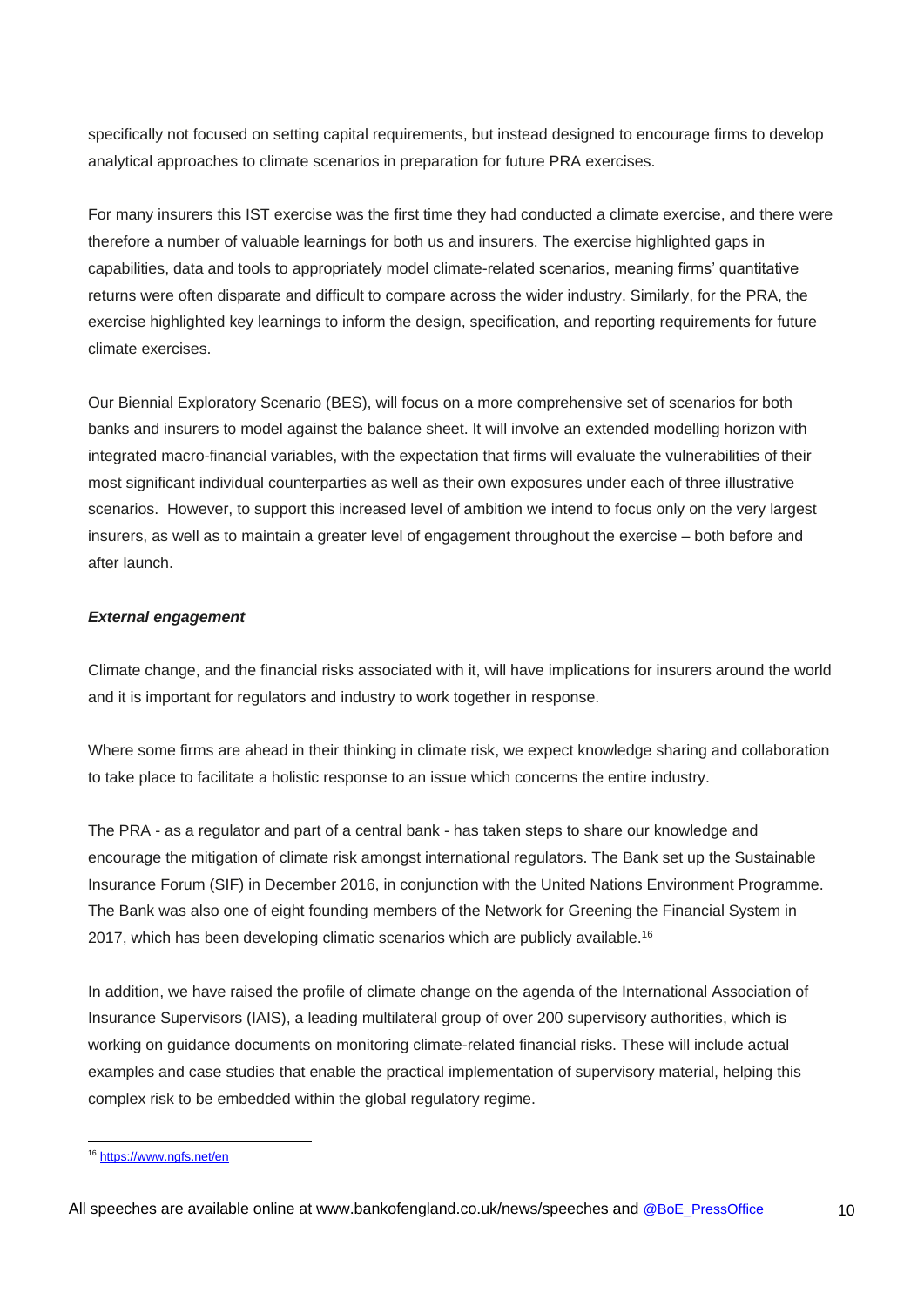specifically not focused on setting capital requirements, but instead designed to encourage firms to develop analytical approaches to climate scenarios in preparation for future PRA exercises.

For many insurers this IST exercise was the first time they had conducted a climate exercise, and there were therefore a number of valuable learnings for both us and insurers. The exercise highlighted gaps in capabilities, data and tools to appropriately model climate-related scenarios, meaning firms' quantitative returns were often disparate and difficult to compare across the wider industry. Similarly, for the PRA, the exercise highlighted key learnings to inform the design, specification, and reporting requirements for future climate exercises.

Our Biennial Exploratory Scenario (BES), will focus on a more comprehensive set of scenarios for both banks and insurers to model against the balance sheet. It will involve an extended modelling horizon with integrated macro-financial variables, with the expectation that firms will evaluate the vulnerabilities of their most significant individual counterparties as well as their own exposures under each of three illustrative scenarios. However, to support this increased level of ambition we intend to focus only on the very largest insurers, as well as to maintain a greater level of engagement throughout the exercise – both before and after launch.

***External engagement***

Climate change, and the financial risks associated with it, will have implications for insurers around the world and it is important for regulators and industry to work together in response.

Where some firms are ahead in their thinking in climate risk, we expect knowledge sharing and collaboration to take place to facilitate a holistic response to an issue which concerns the entire industry.

The PRA - as a regulator and part of a central bank - has taken steps to share our knowledge and encourage the mitigation of climate risk amongst international regulators. The Bank set up the Sustainable Insurance Forum (SIF) in December 2016, in conjunction with the United Nations Environment Programme. The Bank was also one of eight founding members of the Network for Greening the Financial System in 2017, which has been developing climatic scenarios which are publicly available.[16]

In addition, we have raised the profile of climate change on the agenda of the International Association of Insurance Supervisors (IAIS), a leading multilateral group of over 200 supervisory authorities, which is working on guidance documents on monitoring climate-related financial risks. These will include actual examples and case studies that enable the practical implementation of supervisory material, helping this complex risk to be embedded within the global regulatory regime.

[16] https://www.ngfs.net/en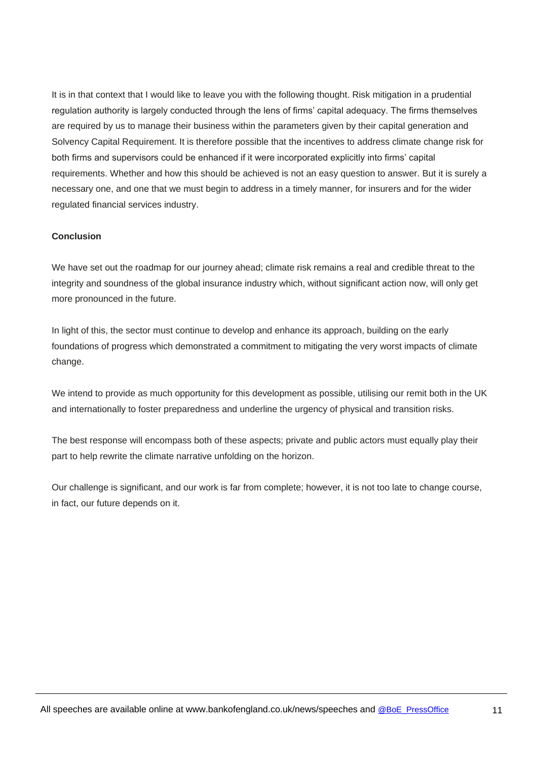It is in that context that I would like to leave you with the following thought. Risk mitigation in a prudential regulation authority is largely conducted through the lens of firms' capital adequacy. The firms themselves are required by us to manage their business within the parameters given by their capital generation and Solvency Capital Requirement. It is therefore possible that the incentives to address climate change risk for both firms and supervisors could be enhanced if it were incorporated explicitly into firms' capital requirements. Whether and how this should be achieved is not an easy question to answer. But it is surely a necessary one, and one that we must begin to address in a timely manner, for insurers and for the wider regulated financial services industry.

**Conclusion**

We have set out the roadmap for our journey ahead; climate risk remains a real and credible threat to the integrity and soundness of the global insurance industry which, without significant action now, will only get more pronounced in the future.

In light of this, the sector must continue to develop and enhance its approach, building on the early foundations of progress which demonstrated a commitment to mitigating the very worst impacts of climate change.

We intend to provide as much opportunity for this development as possible, utilising our remit both in the UK and internationally to foster preparedness and underline the urgency of physical and transition risks.

The best response will encompass both of these aspects; private and public actors must equally play their part to help rewrite the climate narrative unfolding on the horizon.

Our challenge is significant, and our work is far from complete; however, it is not too late to change course, in fact, our future depends on it.